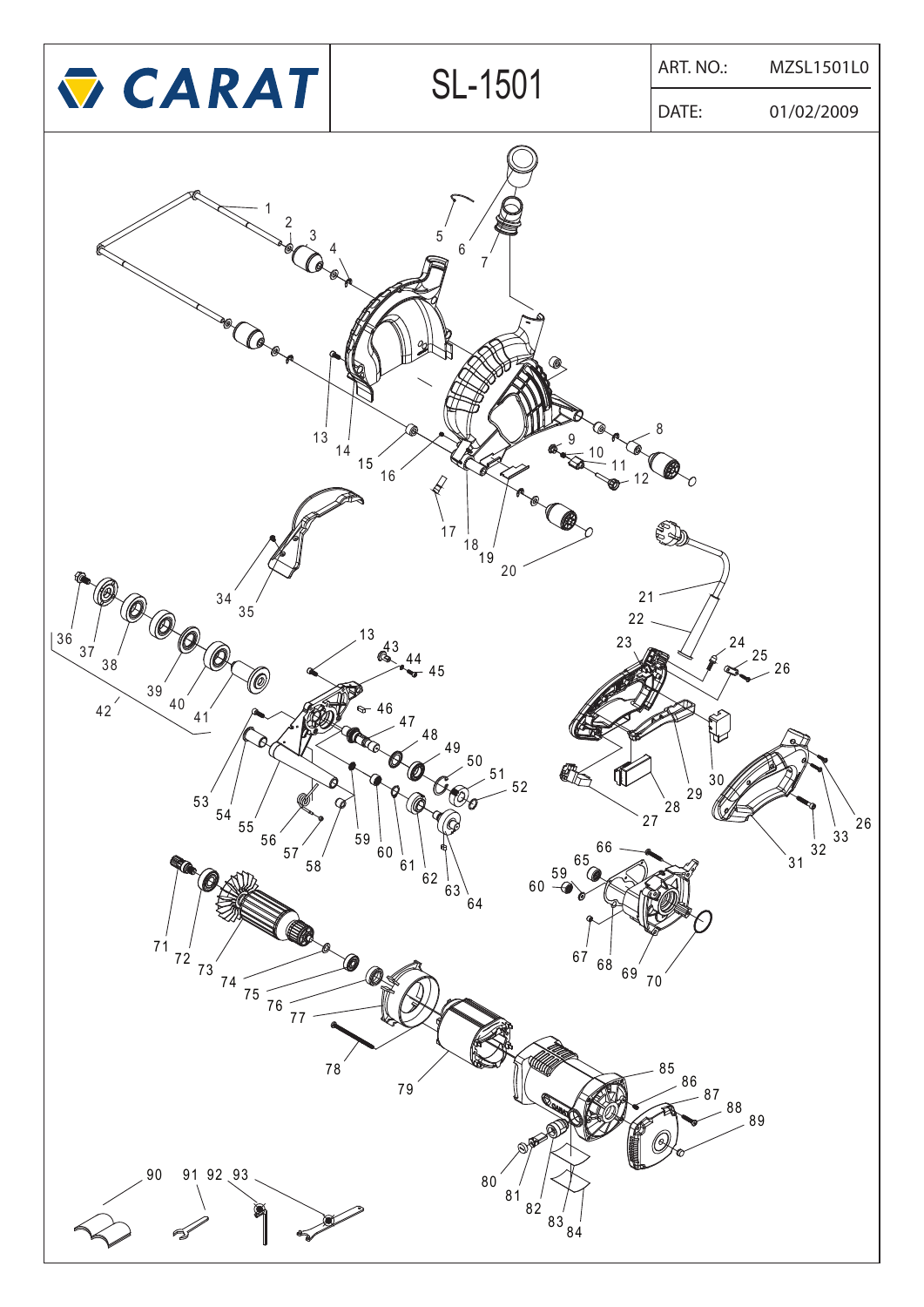# CARAT

## SL-1501

| ART. NO.: | MZSL1501L0 |
| --- | --- |
| DATE: | 01/02/2009 |

1 2 3 4 5 6 7 8 9 10 11 12 13 14 15 16 17 18 19 20 21 22 23 24 25 26 27 28 29 30 31 32 33 34 35 36 37 38 39 40 41 42 43 44 45 46 47 48 49 50 51 52 53 54 55 56 57 58 59 60 61 62 63 64 65 66 67 68 69 70 71 72 73 74 75 76 77 78 79 80 81 82 83 84 85 86 87 88 89 90 91 92 93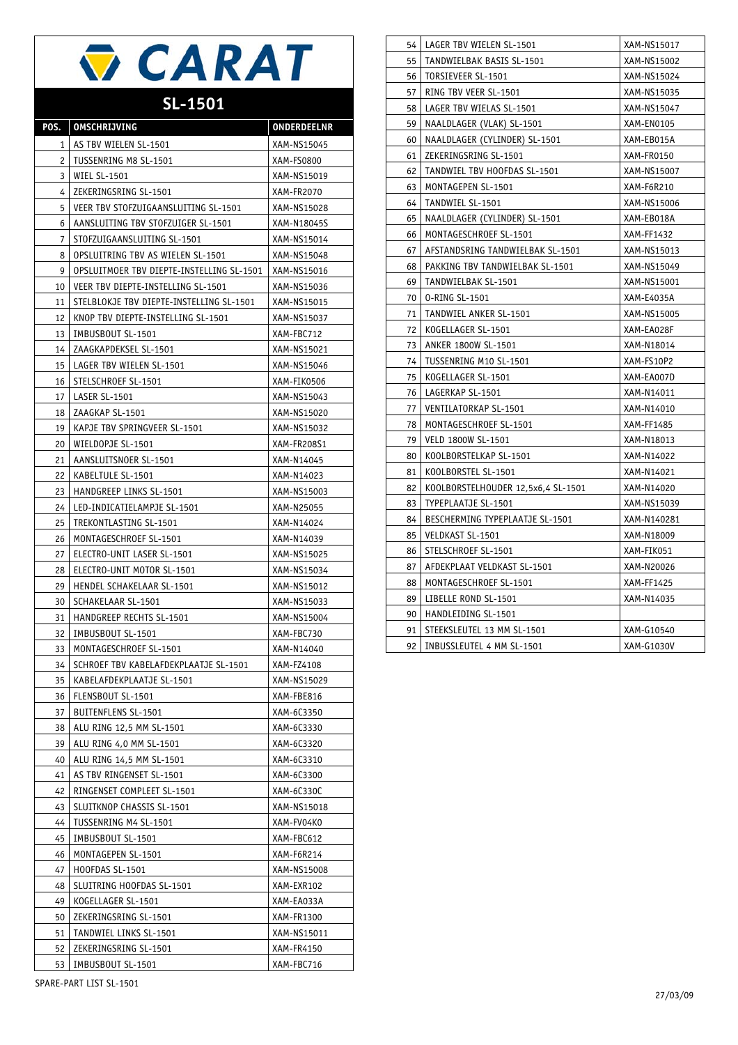# CARAT

## SL-1501

| POS. | OMSCHRIJVING | ONDERDEELNR |
|---|---|---|
| 1 | AS TBV WIELEN SL-1501 | XAM-NS15045 |
| 2 | TUSSENRING M8 SL-1501 | XAM-FS0800 |
| 3 | WIEL SL-1501 | XAM-NS15019 |
| 4 | ZEKERINGSRING SL-1501 | XAM-FR2070 |
| 5 | VEER TBV STOFZUIGAANSLUITING SL-1501 | XAM-NS15028 |
| 6 | AANSLUITING TBV STOFZUIGER SL-1501 | XAM-N18045S |
| 7 | STOFZUIGAANSLUITING SL-1501 | XAM-NS15014 |
| 8 | OPSLUITRING TBV AS WIELEN SL-1501 | XAM-NS15048 |
| 9 | OPSLUITMOER TBV DIEPTE-INSTELLING SL-1501 | XAM-NS15016 |
| 10 | VEER TBV DIEPTE-INSTELLING SL-1501 | XAM-NS15036 |
| 11 | STELBLOKJE TBV DIEPTE-INSTELLING SL-1501 | XAM-NS15015 |
| 12 | KNOP TBV DIEPTE-INSTELLING SL-1501 | XAM-NS15037 |
| 13 | IMBUSBOUT SL-1501 | XAM-FBC712 |
| 14 | ZAAGKAPDEKSEL SL-1501 | XAM-NS15021 |
| 15 | LAGER TBV WIELEN SL-1501 | XAM-NS15046 |
| 16 | STELSCHROEF SL-1501 | XAM-FIK0506 |
| 17 | LASER SL-1501 | XAM-NS15043 |
| 18 | ZAAGKAP SL-1501 | XAM-NS15020 |
| 19 | KAPJE TBV SPRINGVEER SL-1501 | XAM-NS15032 |
| 20 | WIELDOPJE SL-1501 | XAM-FR208S1 |
| 21 | AANSLUITSNOER SL-1501 | XAM-N14045 |
| 22 | KABELTULE SL-1501 | XAM-N14023 |
| 23 | HANDGREEP LINKS SL-1501 | XAM-NS15003 |
| 24 | LED-INDICATIELAMPJE SL-1501 | XAM-N25055 |
| 25 | TREKONTLASTING SL-1501 | XAM-N14024 |
| 26 | MONTAGESCHROEF SL-1501 | XAM-N14039 |
| 27 | ELECTRO-UNIT LASER SL-1501 | XAM-NS15025 |
| 28 | ELECTRO-UNIT MOTOR SL-1501 | XAM-NS15034 |
| 29 | HENDEL SCHAKELAAR SL-1501 | XAM-NS15012 |
| 30 | SCHAKELAAR SL-1501 | XAM-NS15033 |
| 31 | HANDGREEP RECHTS SL-1501 | XAM-NS15004 |
| 32 | IMBUSBOUT SL-1501 | XAM-FBC730 |
| 33 | MONTAGESCHROEF SL-1501 | XAM-N14040 |
| 34 | SCHROEF TBV KABELAFDEKPLAATJE SL-1501 | XAM-FZ4108 |
| 35 | KABELAFDEKPLAATJE SL-1501 | XAM-NS15029 |
| 36 | FLENSBOUT SL-1501 | XAM-FBE816 |
| 37 | BUITENFLENS SL-1501 | XAM-6C3350 |
| 38 | ALU RING 12,5 MM SL-1501 | XAM-6C3330 |
| 39 | ALU RING 4,0 MM SL-1501 | XAM-6C3320 |
| 40 | ALU RING 14,5 MM SL-1501 | XAM-6C3310 |
| 41 | AS TBV RINGENSET SL-1501 | XAM-6C3300 |
| 42 | RINGENSET COMPLEET SL-1501 | XAM-6C330C |
| 43 | SLUITKNOP CHASSIS SL-1501 | XAM-NS15018 |
| 44 | TUSSENRING M4 SL-1501 | XAM-FV04K0 |
| 45 | IMBUSBOUT SL-1501 | XAM-FBC612 |
| 46 | MONTAGEPEN SL-1501 | XAM-F6R214 |
| 47 | HOOFDAS SL-1501 | XAM-NS15008 |
| 48 | SLUITRING HOOFDAS SL-1501 | XAM-EXR102 |
| 49 | KOGELLAGER SL-1501 | XAM-EA033A |
| 50 | ZEKERINGSRING SL-1501 | XAM-FR1300 |
| 51 | TANDWIEL LINKS SL-1501 | XAM-NS15011 |
| 52 | ZEKERINGSRING SL-1501 | XAM-FR4150 |
| 53 | IMBUSBOUT SL-1501 | XAM-FBC716 |
| 54 | LAGER TBV WIELEN SL-1501 | XAM-NS15017 |
| 55 | TANDWIELBAK BASIS SL-1501 | XAM-NS15002 |
| 56 | TORSIEVEER SL-1501 | XAM-NS15024 |
| 57 | RING TBV VEER SL-1501 | XAM-NS15035 |
| 58 | LAGER TBV WIELAS SL-1501 | XAM-NS15047 |
| 59 | NAALDLAGER (VLAK) SL-1501 | XAM-EN0105 |
| 60 | NAALDLAGER (CYLINDER) SL-1501 | XAM-EB015A |
| 61 | ZEKERINGSRING SL-1501 | XAM-FR0150 |
| 62 | TANDWIEL TBV HOOFDAS SL-1501 | XAM-NS15007 |
| 63 | MONTAGEPEN SL-1501 | XAM-F6R210 |
| 64 | TANDWIEL SL-1501 | XAM-NS15006 |
| 65 | NAALDLAGER (CYLINDER) SL-1501 | XAM-EB018A |
| 66 | MONTAGESCHROEF SL-1501 | XAM-FF1432 |
| 67 | AFSTANDSRING TANDWIELBAK SL-1501 | XAM-NS15013 |
| 68 | PAKKING TBV TANDWIELBAK SL-1501 | XAM-NS15049 |
| 69 | TANDWIELBAK SL-1501 | XAM-NS15001 |
| 70 | O-RING SL-1501 | XAM-E4035A |
| 71 | TANDWIEL ANKER SL-1501 | XAM-NS15005 |
| 72 | KOGELLAGER SL-1501 | XAM-EA028F |
| 73 | ANKER 1800W SL-1501 | XAM-N18014 |
| 74 | TUSSENRING M10 SL-1501 | XAM-FS10P2 |
| 75 | KOGELLAGER SL-1501 | XAM-EA007D |
| 76 | LAGERKAP SL-1501 | XAM-N14011 |
| 77 | VENTILATORKAP SL-1501 | XAM-N14010 |
| 78 | MONTAGESCHROEF SL-1501 | XAM-FF1485 |
| 79 | VELD 1800W SL-1501 | XAM-N18013 |
| 80 | KOOLBORSTELKAP SL-1501 | XAM-N14022 |
| 81 | KOOLBORSTEL SL-1501 | XAM-N14021 |
| 82 | KOOLBORSTELHOUDER 12,5x6,4 SL-1501 | XAM-N14020 |
| 83 | TYPEPLAATJE SL-1501 | XAM-NS15039 |
| 84 | BESCHERMING TYPEPLAATJE SL-1501 | XAM-N140281 |
| 85 | VELDKAST SL-1501 | XAM-N18009 |
| 86 | STELSCHROEF SL-1501 | XAM-FIK051 |
| 87 | AFDEKPLAAT VELDKAST SL-1501 | XAM-N20026 |
| 88 | MONTAGESCHROEF SL-1501 | XAM-FF1425 |
| 89 | LIBELLE ROND SL-1501 | XAM-N14035 |
| 90 | HANDLEIDING SL-1501 | |
| 91 | STEEKSLEUTEL 13 MM SL-1501 | XAM-G10540 |
| 92 | INBUSSLEUTEL 4 MM SL-1501 | XAM-G1030V |

SPARE-PART LIST SL-1501

27/03/09